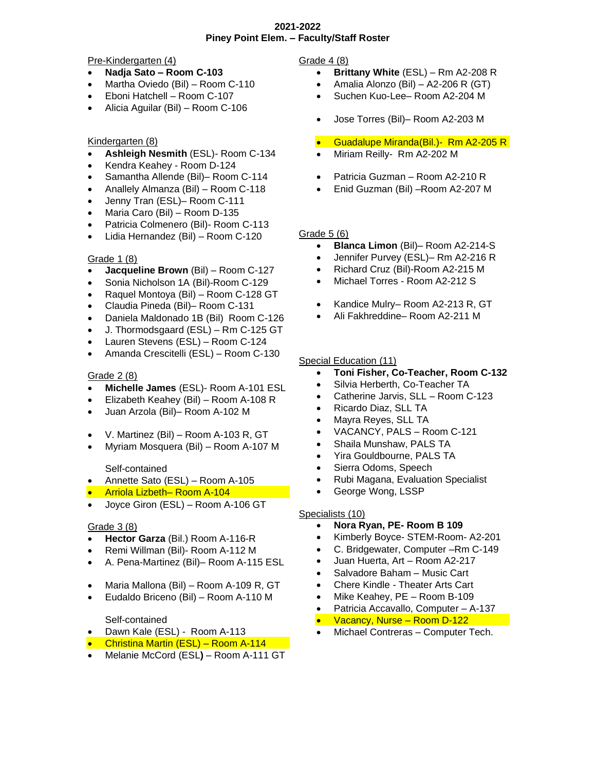**2021-2022**
**Piney Point Elem. – Faculty/Staff Roster**

Pre-Kindergarten (4)

- **Nadja Sato – Room C-103**
- Martha Oviedo (Bil) – Room C-110
- Eboni Hatchell – Room C-107
- Alicia Aguilar (Bil) – Room C-106

Kindergarten (8)

- **Ashleigh Nesmith** (ESL)- Room C-134
- Kendra Keahey - Room D-124
- Samantha Allende (Bil)– Room C-114
- Anallely Almanza (Bil) – Room C-118
- Jenny Tran (ESL)– Room C-111
- Maria Caro (Bil) – Room D-135
- Patricia Colmenero (Bil)- Room C-113
- Lidia Hernandez (Bil) – Room C-120

Grade 1 (8)

- **Jacqueline Brown** (Bil) – Room C-127
- Sonia Nicholson 1A (Bil)-Room C-129
- Raquel Montoya (Bil) – Room C-128 GT
- Claudia Pineda (Bil)– Room C-131
- Daniela Maldonado 1B (Bil) Room C-126
- J. Thormodsgaard (ESL) – Rm C-125 GT
- Lauren Stevens (ESL) – Room C-124
- Amanda Crescitelli (ESL) – Room C-130

Grade 2 (8)

- **Michelle James** (ESL)- Room A-101 ESL
- Elizabeth Keahey (Bil) – Room A-108 R
- Juan Arzola (Bil)– Room A-102 M
- V. Martinez (Bil) – Room A-103 R, GT
- Myriam Mosquera (Bil) – Room A-107 M

Self-contained

- Annette Sato (ESL) – Room A-105
- Arriola Lizbeth– Room A-104
- Joyce Giron (ESL) – Room A-106 GT

Grade 3 (8)

- **Hector Garza** (Bil.) Room A-116-R
- Remi Willman (Bil)- Room A-112 M
- A. Pena-Martinez (Bil)- Room A-115 ESL
- Maria Mallona (Bil) – Room A-109 R, GT
- Eudaldo Briceno (Bil) – Room A-110 M

Self-contained

- Dawn Kale (ESL) - Room A-113
- Christina Martin (ESL) – Room A-114
- Melanie McCord (ESL**)** – Room A-111 GT

Grade 4 (8)

- **Brittany White** (ESL) – Rm A2-208 R
- Amalia Alonzo (Bil) – A2-206 R (GT)
- Suchen Kuo-Lee– Room A2-204 M
- Jose Torres (Bil)– Room A2-203 M
- Guadalupe Miranda(Bil.)- Rm A2-205 R
- Miriam Reilly- Rm A2-202 M
- Patricia Guzman – Room A2-210 R
- Enid Guzman (Bil) –Room A2-207 M

Grade 5 (6)

- **Blanca Limon** (Bil)– Room A2-214-S
- Jennifer Purvey (ESL)– Rm A2-216 R
- Richard Cruz (Bil)-Room A2-215 M
- Michael Torres - Room A2-212 S
- Kandice Mulry– Room A2-213 R, GT
- Ali Fakhreddine– Room A2-211 M

Special Education (11)

- **Toni Fisher, Co-Teacher, Room C-132**
- Silvia Herberth, Co-Teacher TA
- Catherine Jarvis, SLL – Room C-123
- Ricardo Diaz, SLL TA
- Mayra Reyes, SLL TA
- VACANCY, PALS – Room C-121
- Shaila Munshaw, PALS TA
- Yira Gouldbourne, PALS TA
- Sierra Odoms, Speech
- Rubi Magana, Evaluation Specialist
- George Wong, LSSP

Specialists (10)

- **Nora Ryan, PE- Room B 109**
- Kimberly Boyce- STEM-Room- A2-201
- C. Bridgewater, Computer –Rm C-149
- Juan Huerta, Art – Room A2-217
- Salvadore Baham – Music Cart
- Chere Kindle - Theater Arts Cart
- Mike Keahey, PE – Room B-109
- Patricia Accavallo, Computer – A-137
- Vacancy, Nurse – Room D-122
- Michael Contreras – Computer Tech.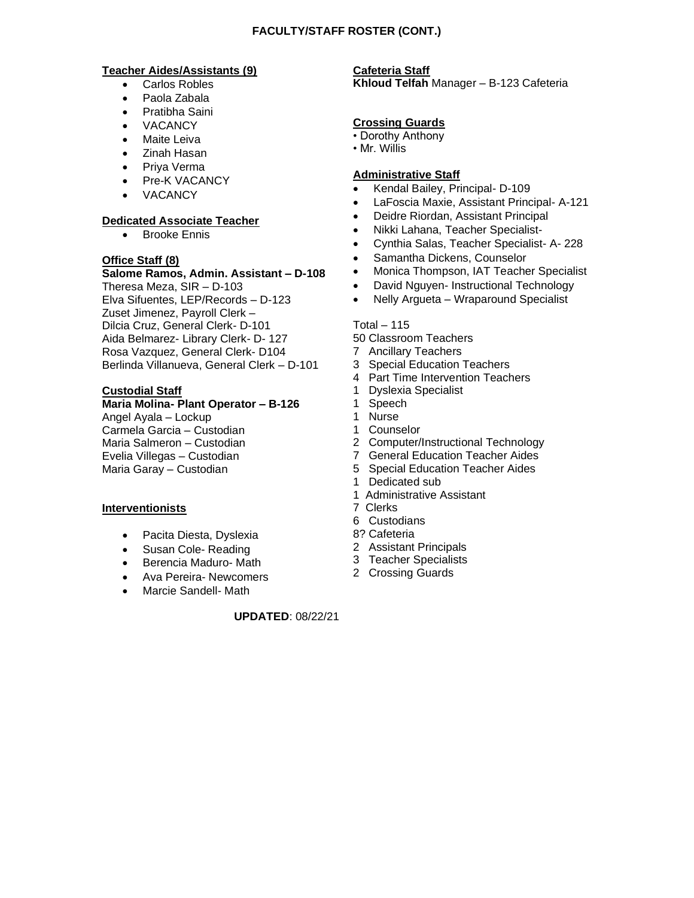## FACULTY/STAFF ROSTER (CONT.)

**Teacher Aides/Assistants (9)**

- Carlos Robles
- Paola Zabala
- Pratibha Saini
- VACANCY
- Maite Leiva
- Zinah Hasan
- Priya Verma
- Pre-K VACANCY
- VACANCY

**Dedicated Associate Teacher**

- Brooke Ennis

**Office Staff (8)**

**Salome Ramos, Admin. Assistant – D-108**
Theresa Meza, SIR – D-103
Elva Sifuentes, LEP/Records – D-123
Zuset Jimenez, Payroll Clerk –
Dilcia Cruz, General Clerk- D-101
Aida Belmarez- Library Clerk- D- 127
Rosa Vazquez, General Clerk- D104
Berlinda Villanueva, General Clerk – D-101

**Custodial Staff**

**Maria Molina- Plant Operator – B-126**
Angel Ayala – Lockup
Carmela Garcia – Custodian
Maria Salmeron – Custodian
Evelia Villegas – Custodian
Maria Garay – Custodian

**Interventionists**

- Pacita Diesta, Dyslexia
- Susan Cole- Reading
- Berencia Maduro- Math
- Ava Pereira- Newcomers
- Marcie Sandell- Math

**Cafeteria Staff**

**Khloud Telfah** Manager – B-123 Cafeteria

**Crossing Guards**

- Dorothy Anthony
- Mr. Willis

**Administrative Staff**

- Kendal Bailey, Principal- D-109
- LaFoscia Maxie, Assistant Principal- A-121
- Deidre Riordan, Assistant Principal
- Nikki Lahana, Teacher Specialist-
- Cynthia Salas, Teacher Specialist- A- 228
- Samantha Dickens, Counselor
- Monica Thompson, IAT Teacher Specialist
- David Nguyen- Instructional Technology
- Nelly Argueta – Wraparound Specialist

Total – 115
50 Classroom Teachers
7 Ancillary Teachers
3 Special Education Teachers
4 Part Time Intervention Teachers
1 Dyslexia Specialist
1 Speech
1 Nurse
1 Counselor
2 Computer/Instructional Technology
7 General Education Teacher Aides
5 Special Education Teacher Aides
1 Dedicated sub
1 Administrative Assistant
7 Clerks
6 Custodians
8? Cafeteria
2 Assistant Principals
3 Teacher Specialists
2 Crossing Guards

**UPDATED**: 08/22/21